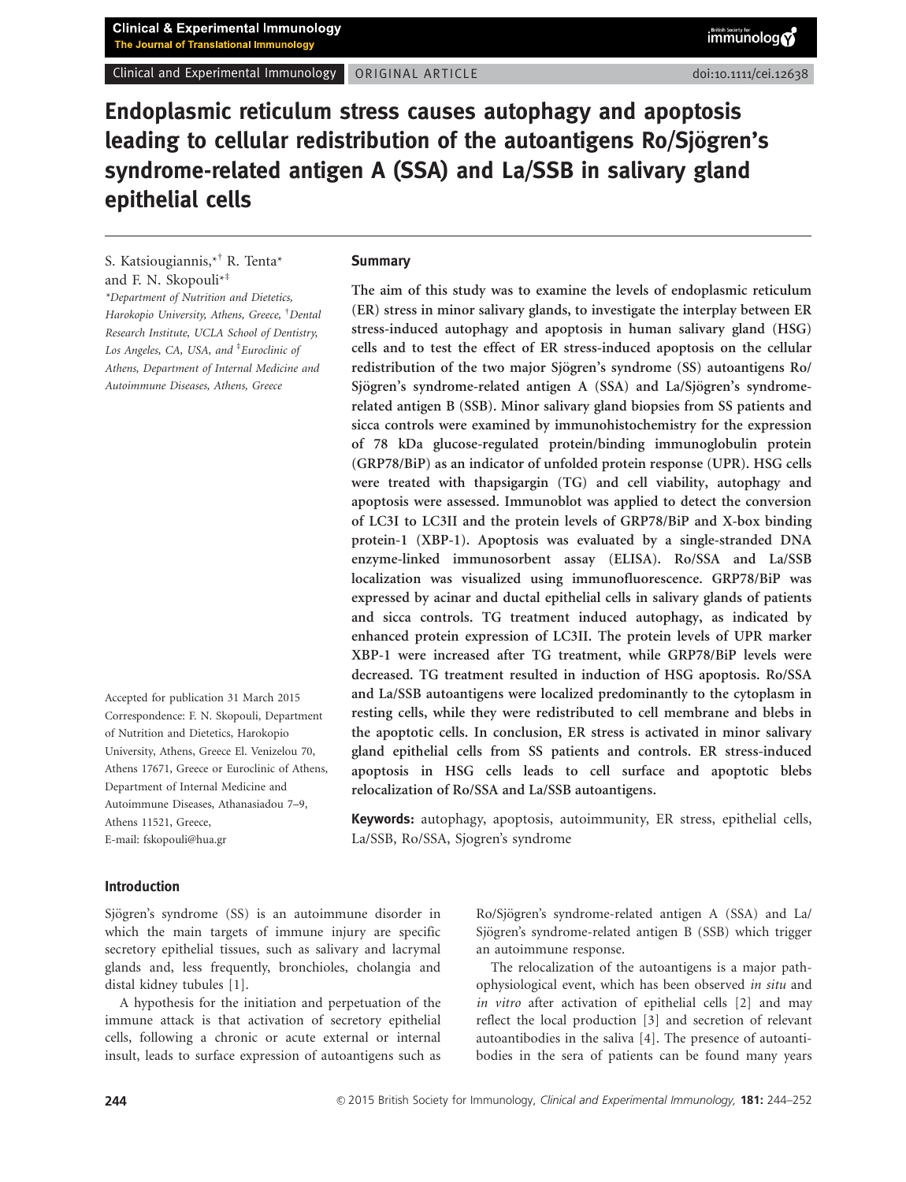# Endoplasmic reticulum stress causes autophagy and apoptosis leading to cellular redistribution of the autoantigens Ro/Sjögren's syndrome-related antigen A (SSA) and La/SSB in salivary gland epithelial cells

S. Katsiougiannis,*† R. Tenta* and F. N. Skopouli*‡

*Department of Nutrition and Dietetics, Harokopio University, Athens, Greece, †Dental Research Institute, UCLA School of Dentistry, Los Angeles, CA, USA, and ‡Euroclinic of Athens, Department of Internal Medicine and Autoimmune Diseases, Athens, Greece

Accepted for publication 31 March 2015

Correspondence: F. N. Skopouli, Department of Nutrition and Dietetics, Harokopio University, Athens, Greece El. Venizelou 70, Athens 17671, Greece or Euroclinic of Athens, Department of Internal Medicine and Autoimmune Diseases, Athanasiadou 7–9, Athens 11521, Greece, E-mail: fskopouli@hua.gr

## Summary

**The aim of this study was to examine the levels of endoplasmic reticulum (ER) stress in minor salivary glands, to investigate the interplay between ER stress-induced autophagy and apoptosis in human salivary gland (HSG) cells and to test the effect of ER stress-induced apoptosis on the cellular redistribution of the two major Sjögren's syndrome (SS) autoantigens Ro/Sjögren's syndrome-related antigen A (SSA) and La/Sjögren's syndrome-related antigen B (SSB). Minor salivary gland biopsies from SS patients and sicca controls were examined by immunohistochemistry for the expression of 78 kDa glucose-regulated protein/binding immunoglobulin protein (GRP78/BiP) as an indicator of unfolded protein response (UPR). HSG cells were treated with thapsigargin (TG) and cell viability, autophagy and apoptosis were assessed. Immunoblot was applied to detect the conversion of LC3I to LC3II and the protein levels of GRP78/BiP and X-box binding protein-1 (XBP-1). Apoptosis was evaluated by a single-stranded DNA enzyme-linked immunosorbent assay (ELISA). Ro/SSA and La/SSB localization was visualized using immunofluorescence. GRP78/BiP was expressed by acinar and ductal epithelial cells in salivary glands of patients and sicca controls. TG treatment induced autophagy, as indicated by enhanced protein expression of LC3II. The protein levels of UPR marker XBP-1 were increased after TG treatment, while GRP78/BiP levels were decreased. TG treatment resulted in induction of HSG apoptosis. Ro/SSA and La/SSB autoantigens were localized predominantly to the cytoplasm in resting cells, while they were redistributed to cell membrane and blebs in the apoptotic cells. In conclusion, ER stress is activated in minor salivary gland epithelial cells from SS patients and controls. ER stress-induced apoptosis in HSG cells leads to cell surface and apoptotic blebs relocalization of Ro/SSA and La/SSB autoantigens.**

**Keywords:** autophagy, apoptosis, autoimmunity, ER stress, epithelial cells, La/SSB, Ro/SSA, Sjogren's syndrome

## Introduction

Sjögren's syndrome (SS) is an autoimmune disorder in which the main targets of immune injury are specific secretory epithelial tissues, such as salivary and lacrymal glands and, less frequently, bronchioles, cholangia and distal kidney tubules [1].

A hypothesis for the initiation and perpetuation of the immune attack is that activation of secretory epithelial cells, following a chronic or acute external or internal insult, leads to surface expression of autoantigens such as Ro/Sjögren's syndrome-related antigen A (SSA) and La/Sjögren's syndrome-related antigen B (SSB) which trigger an autoimmune response.

The relocalization of the autoantigens is a major pathophysiological event, which has been observed *in situ* and *in vitro* after activation of epithelial cells [2] and may reflect the local production [3] and secretion of relevant autoantibodies in the saliva [4]. The presence of autoantibodies in the sera of patients can be found many years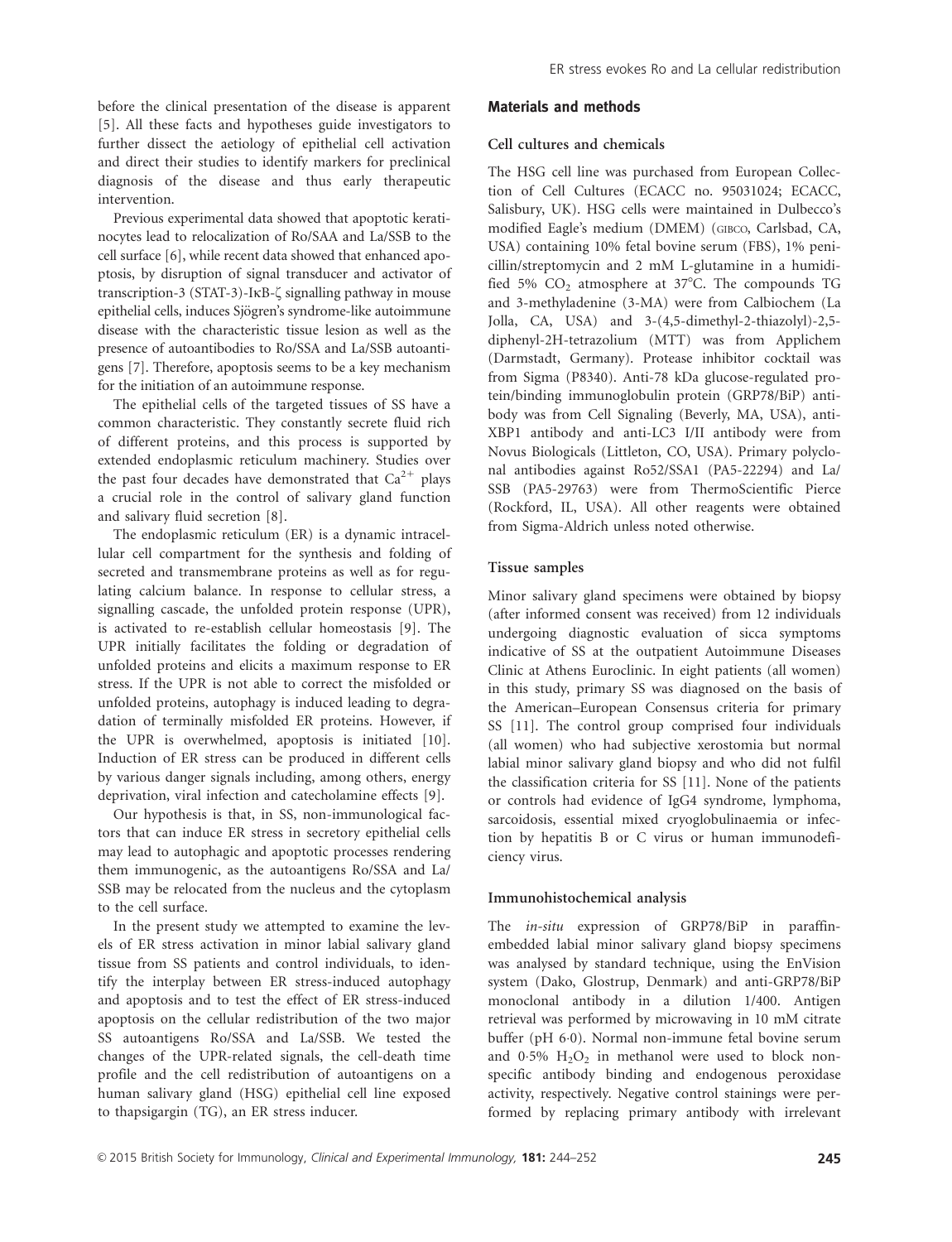before the clinical presentation of the disease is apparent [5]. All these facts and hypotheses guide investigators to further dissect the aetiology of epithelial cell activation and direct their studies to identify markers for preclinical diagnosis of the disease and thus early therapeutic intervention.

Previous experimental data showed that apoptotic keratinocytes lead to relocalization of Ro/SAA and La/SSB to the cell surface [6], while recent data showed that enhanced apoptosis, by disruption of signal transducer and activator of transcription-3 (STAT-3)-IκB-ζ signalling pathway in mouse epithelial cells, induces Sjögren's syndrome-like autoimmune disease with the characteristic tissue lesion as well as the presence of autoantibodies to Ro/SSA and La/SSB autoantigens [7]. Therefore, apoptosis seems to be a key mechanism for the initiation of an autoimmune response.

The epithelial cells of the targeted tissues of SS have a common characteristic. They constantly secrete fluid rich of different proteins, and this process is supported by extended endoplasmic reticulum machinery. Studies over the past four decades have demonstrated that $Ca^{2+}$ plays a crucial role in the control of salivary gland function and salivary fluid secretion [8].

The endoplasmic reticulum (ER) is a dynamic intracellular cell compartment for the synthesis and folding of secreted and transmembrane proteins as well as for regulating calcium balance. In response to cellular stress, a signalling cascade, the unfolded protein response (UPR), is activated to re-establish cellular homeostasis [9]. The UPR initially facilitates the folding or degradation of unfolded proteins and elicits a maximum response to ER stress. If the UPR is not able to correct the misfolded or unfolded proteins, autophagy is induced leading to degradation of terminally misfolded ER proteins. However, if the UPR is overwhelmed, apoptosis is initiated [10]. Induction of ER stress can be produced in different cells by various danger signals including, among others, energy deprivation, viral infection and catecholamine effects [9].

Our hypothesis is that, in SS, non-immunological factors that can induce ER stress in secretory epithelial cells may lead to autophagic and apoptotic processes rendering them immunogenic, as the autoantigens Ro/SSA and La/SSB may be relocated from the nucleus and the cytoplasm to the cell surface.

In the present study we attempted to examine the levels of ER stress activation in minor labial salivary gland tissue from SS patients and control individuals, to identify the interplay between ER stress-induced autophagy and apoptosis and to test the effect of ER stress-induced apoptosis on the cellular redistribution of the two major SS autoantigens Ro/SSA and La/SSB. We tested the changes of the UPR-related signals, the cell-death time profile and the cell redistribution of autoantigens on a human salivary gland (HSG) epithelial cell line exposed to thapsigargin (TG), an ER stress inducer.

## Materials and methods

### Cell cultures and chemicals

The HSG cell line was purchased from European Collection of Cell Cultures (ECACC no. 95031024; ECACC, Salisbury, UK). HSG cells were maintained in Dulbecco's modified Eagle's medium (DMEM) (GIBCO, Carlsbad, CA, USA) containing 10% fetal bovine serum (FBS), 1% penicillin/streptomycin and 2 mM L-glutamine in a humidified 5% $CO_2$ atmosphere at 37°C. The compounds TG and 3-methyladenine (3-MA) were from Calbiochem (La Jolla, CA, USA) and 3-(4,5-dimethyl-2-thiazolyl)-2,5-diphenyl-2H-tetrazolium (MTT) was from Applichem (Darmstadt, Germany). Protease inhibitor cocktail was from Sigma (P8340). Anti-78 kDa glucose-regulated protein/binding immunoglobulin protein (GRP78/BiP) antibody was from Cell Signaling (Beverly, MA, USA), anti-XBP1 antibody and anti-LC3 I/II antibody were from Novus Biologicals (Littleton, CO, USA). Primary polyclonal antibodies against Ro52/SSA1 (PA5-22294) and La/SSB (PA5-29763) were from ThermoScientific Pierce (Rockford, IL, USA). All other reagents were obtained from Sigma-Aldrich unless noted otherwise.

### Tissue samples

Minor salivary gland specimens were obtained by biopsy (after informed consent was received) from 12 individuals undergoing diagnostic evaluation of sicca symptoms indicative of SS at the outpatient Autoimmune Diseases Clinic at Athens Euroclinic. In eight patients (all women) in this study, primary SS was diagnosed on the basis of the American–European Consensus criteria for primary SS [11]. The control group comprised four individuals (all women) who had subjective xerostomia but normal labial minor salivary gland biopsy and who did not fulfil the classification criteria for SS [11]. None of the patients or controls had evidence of IgG4 syndrome, lymphoma, sarcoidosis, essential mixed cryoglobulinaemia or infection by hepatitis B or C virus or human immunodeficiency virus.

### Immunohistochemical analysis

The *in-situ* expression of GRP78/BiP in paraffin-embedded labial minor salivary gland biopsy specimens was analysed by standard technique, using the EnVision system (Dako, Glostrup, Denmark) and anti-GRP78/BiP monoclonal antibody in a dilution 1/400. Antigen retrieval was performed by microwaving in 10 mM citrate buffer (pH 6·0). Normal non-immune fetal bovine serum and 0·5% $H_2O_2$ in methanol were used to block non-specific antibody binding and endogenous peroxidase activity, respectively. Negative control stainings were performed by replacing primary antibody with irrelevant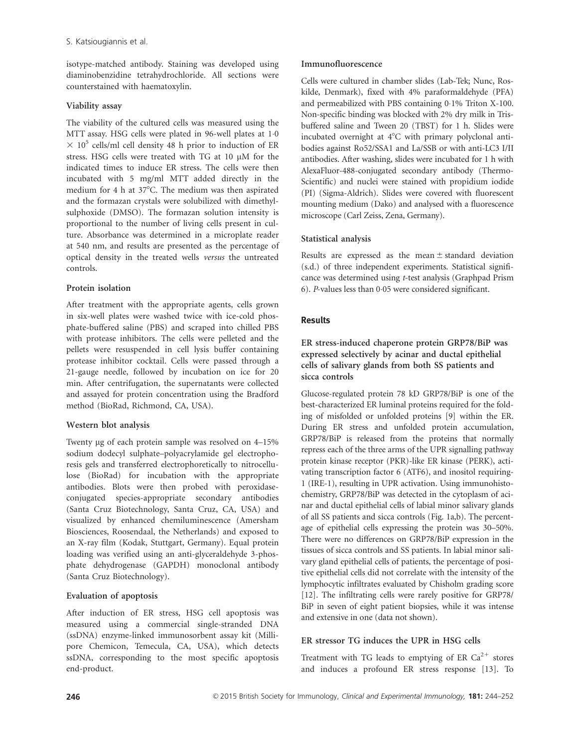isotype-matched antibody. Staining was developed using diaminobenzidine tetrahydrochloride. All sections were counterstained with haematoxylin.

### Viability assay

The viability of the cultured cells was measured using the MTT assay. HSG cells were plated in 96-well plates at $1{\cdot}0 \times 10^5$ cells/ml cell density 48 h prior to induction of ER stress. HSG cells were treated with TG at 10 μM for the indicated times to induce ER stress. The cells were then incubated with 5 mg/ml MTT added directly in the medium for 4 h at 37°C. The medium was then aspirated and the formazan crystals were solubilized with dimethylsulphoxide (DMSO). The formazan solution intensity is proportional to the number of living cells present in culture. Absorbance was determined in a microplate reader at 540 nm, and results are presented as the percentage of optical density in the treated wells *versus* the untreated controls.

### Protein isolation

After treatment with the appropriate agents, cells grown in six-well plates were washed twice with ice-cold phosphate-buffered saline (PBS) and scraped into chilled PBS with protease inhibitors. The cells were pelleted and the pellets were resuspended in cell lysis buffer containing protease inhibitor cocktail. Cells were passed through a 21-gauge needle, followed by incubation on ice for 20 min. After centrifugation, the supernatants were collected and assayed for protein concentration using the Bradford method (BioRad, Richmond, CA, USA).

### Western blot analysis

Twenty μg of each protein sample was resolved on 4–15% sodium dodecyl sulphate–polyacrylamide gel electrophoresis gels and transferred electrophoretically to nitrocellulose (BioRad) for incubation with the appropriate antibodies. Blots were then probed with peroxidase-conjugated species-appropriate secondary antibodies (Santa Cruz Biotechnology, Santa Cruz, CA, USA) and visualized by enhanced chemiluminescence (Amersham Biosciences, Roosendaal, the Netherlands) and exposed to an X-ray film (Kodak, Stuttgart, Germany). Equal protein loading was verified using an anti-glyceraldehyde 3-phosphate dehydrogenase (GAPDH) monoclonal antibody (Santa Cruz Biotechnology).

### Evaluation of apoptosis

After induction of ER stress, HSG cell apoptosis was measured using a commercial single-stranded DNA (ssDNA) enzyme-linked immunosorbent assay kit (Millipore Chemicon, Temecula, CA, USA), which detects ssDNA, corresponding to the most specific apoptosis end-product.

### Immunofluorescence

Cells were cultured in chamber slides (Lab-Tek; Nunc, Roskilde, Denmark), fixed with 4% paraformaldehyde (PFA) and permeabilized with PBS containing 0·1% Triton X-100. Non-specific binding was blocked with 2% dry milk in Tris-buffered saline and Tween 20 (TBST) for 1 h. Slides were incubated overnight at 4°C with primary polyclonal antibodies against Ro52/SSA1 and La/SSB or with anti-LC3 I/II antibodies. After washing, slides were incubated for 1 h with AlexaFluor-488-conjugated secondary antibody (ThermoScientific) and nuclei were stained with propidium iodide (PI) (Sigma-Aldrich). Slides were covered with fluorescent mounting medium (Dako) and analysed with a fluorescence microscope (Carl Zeiss, Zena, Germany).

### Statistical analysis

Results are expressed as the mean ± standard deviation (s.d.) of three independent experiments. Statistical significance was determined using *t*-test analysis (Graphpad Prism 6). *P*-values less than 0·05 were considered significant.

## Results

### ER stress-induced chaperone protein GRP78/BiP was expressed selectively by acinar and ductal epithelial cells of salivary glands from both SS patients and sicca controls

Glucose-regulated protein 78 kD GRP78/BiP is one of the best-characterized ER luminal proteins required for the folding of misfolded or unfolded proteins [9] within the ER. During ER stress and unfolded protein accumulation, GRP78/BiP is released from the proteins that normally repress each of the three arms of the UPR signalling pathway protein kinase receptor (PKR)-like ER kinase (PERK), activating transcription factor 6 (ATF6), and inositol requiring-1 (IRE-1), resulting in UPR activation. Using immunohistochemistry, GRP78/BiP was detected in the cytoplasm of acinar and ductal epithelial cells of labial minor salivary glands of all SS patients and sicca controls (Fig. 1a,b). The percentage of epithelial cells expressing the protein was 30–50%. There were no differences on GRP78/BiP expression in the tissues of sicca controls and SS patients. In labial minor salivary gland epithelial cells of patients, the percentage of positive epithelial cells did not correlate with the intensity of the lymphocytic infiltrates evaluated by Chisholm grading score [12]. The infiltrating cells were rarely positive for GRP78/BiP in seven of eight patient biopsies, while it was intense and extensive in one (data not shown).

### ER stressor TG induces the UPR in HSG cells

Treatment with TG leads to emptying of ER $Ca^{2+}$ stores and induces a profound ER stress response [13]. To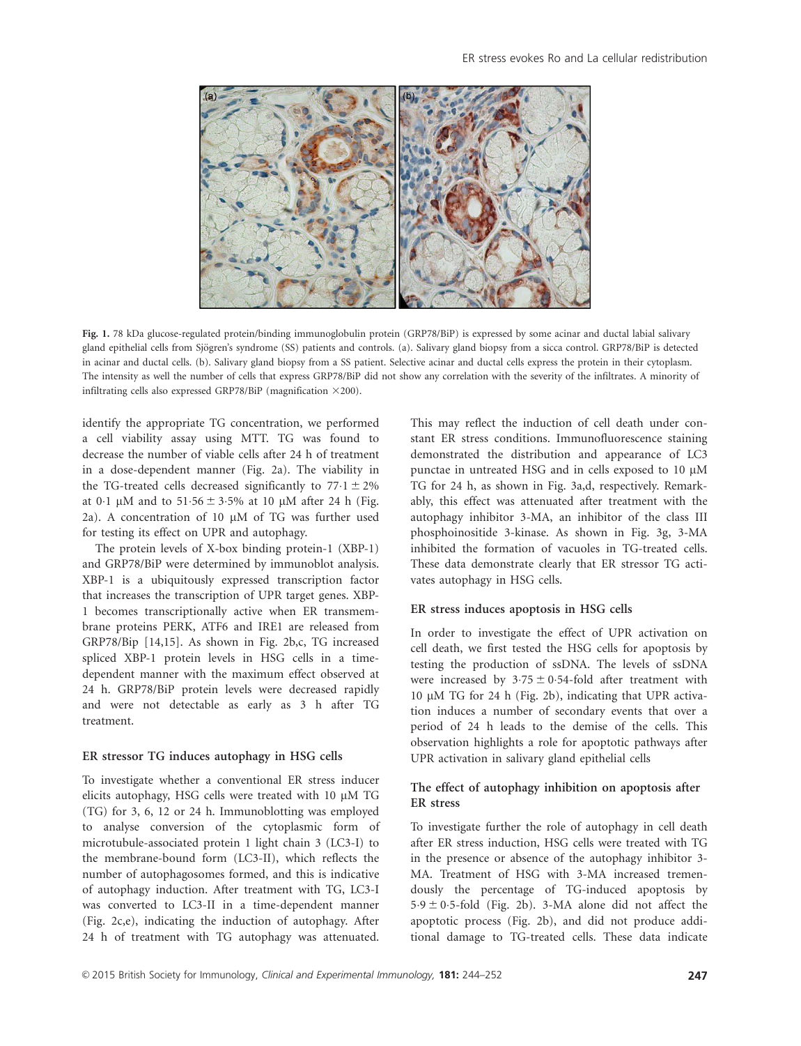**Fig. 1.** 78 kDa glucose-regulated protein/binding immunoglobulin protein (GRP78/BiP) is expressed by some acinar and ductal labial salivary gland epithelial cells from Sjögren's syndrome (SS) patients and controls. (a). Salivary gland biopsy from a sicca control. GRP78/BiP is detected in acinar and ductal cells. (b). Salivary gland biopsy from a SS patient. Selective acinar and ductal cells express the protein in their cytoplasm. The intensity as well the number of cells that express GRP78/BiP did not show any correlation with the severity of the infiltrates. A minority of infiltrating cells also expressed GRP78/BiP (magnification ×200).

identify the appropriate TG concentration, we performed a cell viability assay using MTT. TG was found to decrease the number of viable cells after 24 h of treatment in a dose-dependent manner (Fig. 2a). The viability in the TG-treated cells decreased significantly to $77{\cdot}1 \pm 2\%$ at 0·1 μM and to $51{\cdot}56 \pm 3{\cdot}5\%$ at 10 μM after 24 h (Fig. 2a). A concentration of 10 μM of TG was further used for testing its effect on UPR and autophagy.

The protein levels of X-box binding protein-1 (XBP-1) and GRP78/BiP were determined by immunoblot analysis. XBP-1 is a ubiquitously expressed transcription factor that increases the transcription of UPR target genes. XBP-1 becomes transcriptionally active when ER transmembrane proteins PERK, ATF6 and IRE1 are released from GRP78/Bip [14,15]. As shown in Fig. 2b,c, TG increased spliced XBP-1 protein levels in HSG cells in a time-dependent manner with the maximum effect observed at 24 h. GRP78/BiP protein levels were decreased rapidly and were not detectable as early as 3 h after TG treatment.

### ER stressor TG induces autophagy in HSG cells

To investigate whether a conventional ER stress inducer elicits autophagy, HSG cells were treated with 10 μM TG (TG) for 3, 6, 12 or 24 h. Immunoblotting was employed to analyse conversion of the cytoplasmic form of microtubule-associated protein 1 light chain 3 (LC3-I) to the membrane-bound form (LC3-II), which reflects the number of autophagosomes formed, and this is indicative of autophagy induction. After treatment with TG, LC3-I was converted to LC3-II in a time-dependent manner (Fig. 2c,e), indicating the induction of autophagy. After 24 h of treatment with TG autophagy was attenuated. This may reflect the induction of cell death under constant ER stress conditions. Immunofluorescence staining demonstrated the distribution and appearance of LC3 punctae in untreated HSG and in cells exposed to 10 μM TG for 24 h, as shown in Fig. 3a,d, respectively. Remarkably, this effect was attenuated after treatment with the autophagy inhibitor 3-MA, an inhibitor of the class III phosphoinositide 3-kinase. As shown in Fig. 3g, 3-MA inhibited the formation of vacuoles in TG-treated cells. These data demonstrate clearly that ER stressor TG activates autophagy in HSG cells.

### ER stress induces apoptosis in HSG cells

In order to investigate the effect of UPR activation on cell death, we first tested the HSG cells for apoptosis by testing the production of ssDNA. The levels of ssDNA were increased by $3{\cdot}75 \pm 0{\cdot}54$-fold after treatment with 10 μM TG for 24 h (Fig. 2b), indicating that UPR activation induces a number of secondary events that over a period of 24 h leads to the demise of the cells. This observation highlights a role for apoptotic pathways after UPR activation in salivary gland epithelial cells

### The effect of autophagy inhibition on apoptosis after ER stress

To investigate further the role of autophagy in cell death after ER stress induction, HSG cells were treated with TG in the presence or absence of the autophagy inhibitor 3-MA. Treatment of HSG with 3-MA increased tremendously the percentage of TG-induced apoptosis by $5{\cdot}9 \pm 0{\cdot}5$-fold (Fig. 2b). 3-MA alone did not affect the apoptotic process (Fig. 2b), and did not produce additional damage to TG-treated cells. These data indicate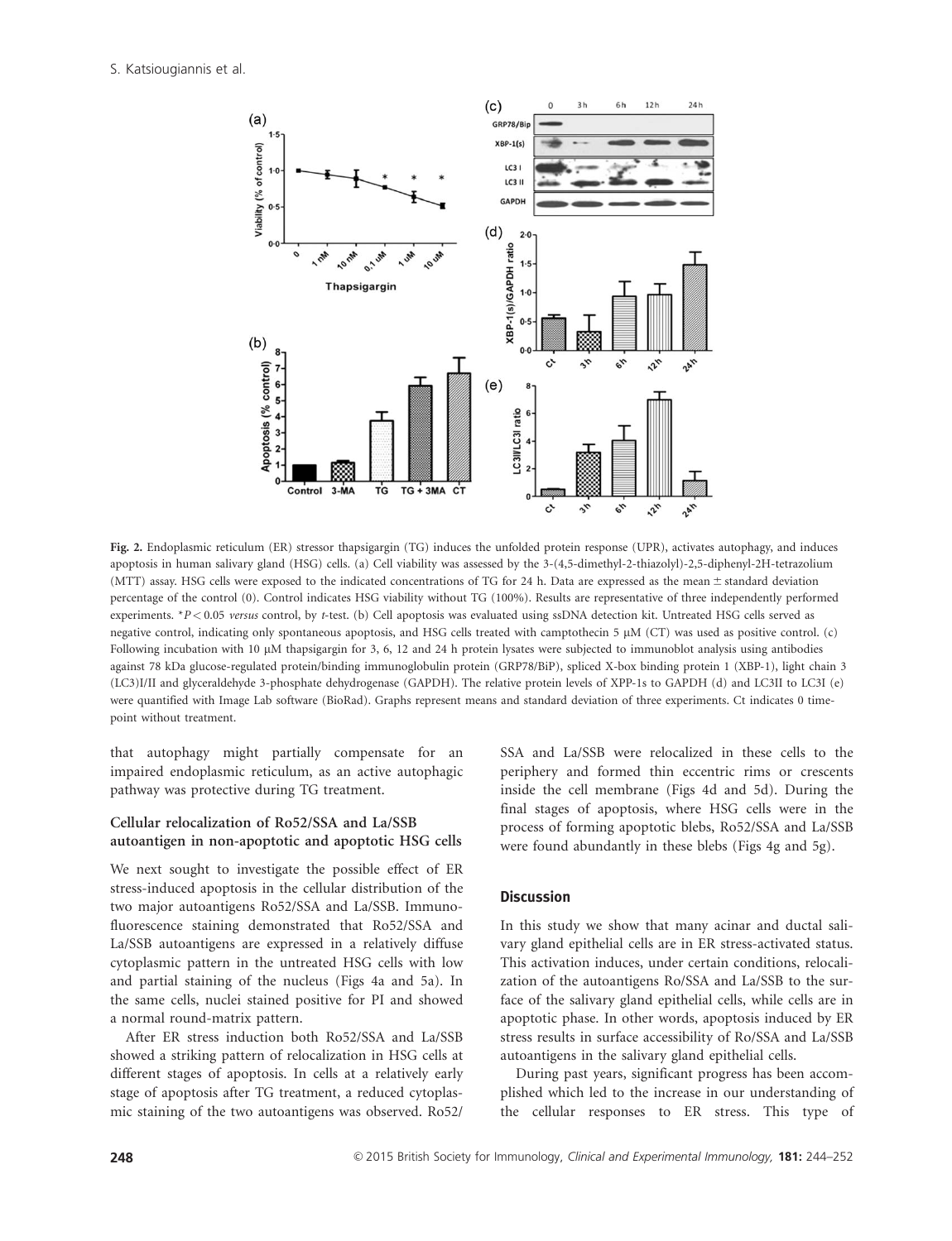**Fig. 2.** Endoplasmic reticulum (ER) stressor thapsigargin (TG) induces the unfolded protein response (UPR), activates autophagy, and induces apoptosis in human salivary gland (HSG) cells. (a) Cell viability was assessed by the 3-(4,5-dimethyl-2-thiazolyl)-2,5-diphenyl-2H-tetrazolium (MTT) assay. HSG cells were exposed to the indicated concentrations of TG for 24 h. Data are expressed as the mean ± standard deviation percentage of the control (0). Control indicates HSG viability without TG (100%). Results are representative of three independently performed experiments. \*$P < 0.05$ *versus* control, by *t*-test. (b) Cell apoptosis was evaluated using ssDNA detection kit. Untreated HSG cells served as negative control, indicating only spontaneous apoptosis, and HSG cells treated with camptothecin 5 μM (CT) was used as positive control. (c) Following incubation with 10 μM thapsigargin for 3, 6, 12 and 24 h protein lysates were subjected to immunoblot analysis using antibodies against 78 kDa glucose-regulated protein/binding immunoglobulin protein (GRP78/BiP), spliced X-box binding protein 1 (XBP-1), light chain 3 (LC3)I/II and glyceraldehyde 3-phosphate dehydrogenase (GAPDH). The relative protein levels of XPP-1s to GAPDH (d) and LC3II to LC3I (e) were quantified with Image Lab software (BioRad). Graphs represent means and standard deviation of three experiments. Ct indicates 0 time-point without treatment.

that autophagy might partially compensate for an impaired endoplasmic reticulum, as an active autophagic pathway was protective during TG treatment.

### Cellular relocalization of Ro52/SSA and La/SSB autoantigen in non-apoptotic and apoptotic HSG cells

We next sought to investigate the possible effect of ER stress-induced apoptosis in the cellular distribution of the two major autoantigens Ro52/SSA and La/SSB. Immunofluorescence staining demonstrated that Ro52/SSA and La/SSB autoantigens are expressed in a relatively diffuse cytoplasmic pattern in the untreated HSG cells with low and partial staining of the nucleus (Figs 4a and 5a). In the same cells, nuclei stained positive for PI and showed a normal round-matrix pattern.

After ER stress induction both Ro52/SSA and La/SSB showed a striking pattern of relocalization in HSG cells at different stages of apoptosis. In cells at a relatively early stage of apoptosis after TG treatment, a reduced cytoplasmic staining of the two autoantigens was observed. Ro52/SSA and La/SSB were relocalized in these cells to the periphery and formed thin eccentric rims or crescents inside the cell membrane (Figs 4d and 5d). During the final stages of apoptosis, where HSG cells were in the process of forming apoptotic blebs, Ro52/SSA and La/SSB were found abundantly in these blebs (Figs 4g and 5g).

## Discussion

In this study we show that many acinar and ductal salivary gland epithelial cells are in ER stress-activated status. This activation induces, under certain conditions, relocalization of the autoantigens Ro/SSA and La/SSB to the surface of the salivary gland epithelial cells, while cells are in apoptotic phase. In other words, apoptosis induced by ER stress results in surface accessibility of Ro/SSA and La/SSB autoantigens in the salivary gland epithelial cells.

During past years, significant progress has been accomplished which led to the increase in our understanding of the cellular responses to ER stress. This type of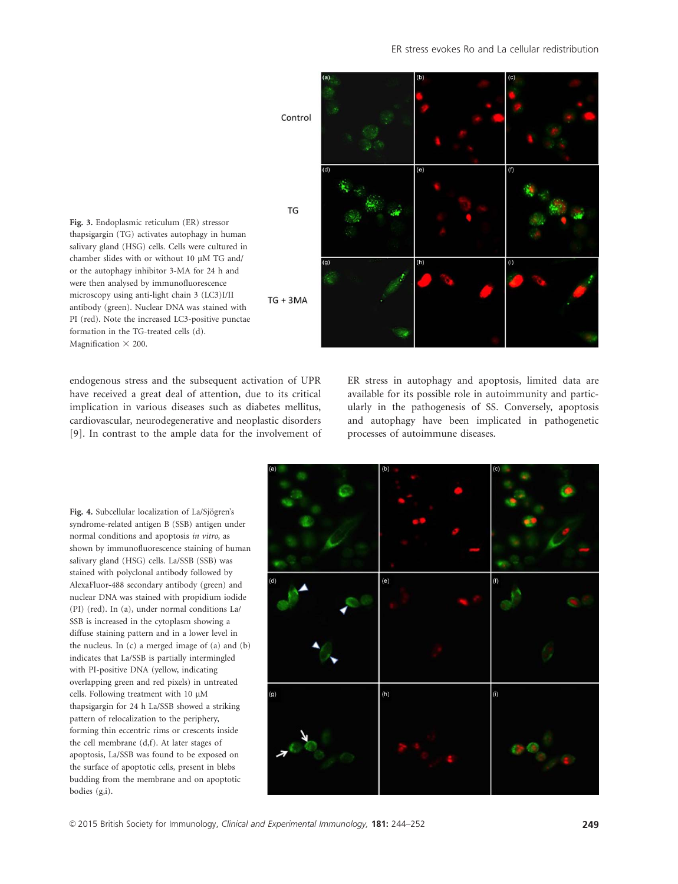**Fig. 3.** Endoplasmic reticulum (ER) stressor thapsigargin (TG) activates autophagy in human salivary gland (HSG) cells. Cells were cultured in chamber slides with or without 10 μM TG and/or the autophagy inhibitor 3-MA for 24 h and were then analysed by immunofluorescence microscopy using anti-light chain 3 (LC3)I/II antibody (green). Nuclear DNA was stained with PI (red). Note the increased LC3-positive punctae formation in the TG-treated cells (d). Magnification × 200.

endogenous stress and the subsequent activation of UPR have received a great deal of attention, due to its critical implication in various diseases such as diabetes mellitus, cardiovascular, neurodegenerative and neoplastic disorders [9]. In contrast to the ample data for the involvement of ER stress in autophagy and apoptosis, limited data are available for its possible role in autoimmunity and particularly in the pathogenesis of SS. Conversely, apoptosis and autophagy have been implicated in pathogenetic processes of autoimmune diseases.

**Fig. 4.** Subcellular localization of La/Sjögren's syndrome-related antigen B (SSB) antigen under normal conditions and apoptosis *in vitro*, as shown by immunofluorescence staining of human salivary gland (HSG) cells. La/SSB (SSB) was stained with polyclonal antibody followed by AlexaFluor-488 secondary antibody (green) and nuclear DNA was stained with propidium iodide (PI) (red). In (a), under normal conditions La/SSB is increased in the cytoplasm showing a diffuse staining pattern and in a lower level in the nucleus. In (c) a merged image of (a) and (b) indicates that La/SSB is partially intermingled with PI-positive DNA (yellow, indicating overlapping green and red pixels) in untreated cells. Following treatment with 10 μM thapsigargin for 24 h La/SSB showed a striking pattern of relocalization to the periphery, forming thin eccentric rims or crescents inside the cell membrane (d,f). At later stages of apoptosis, La/SSB was found to be exposed on the surface of apoptotic cells, present in blebs budding from the membrane and on apoptotic bodies (g,i).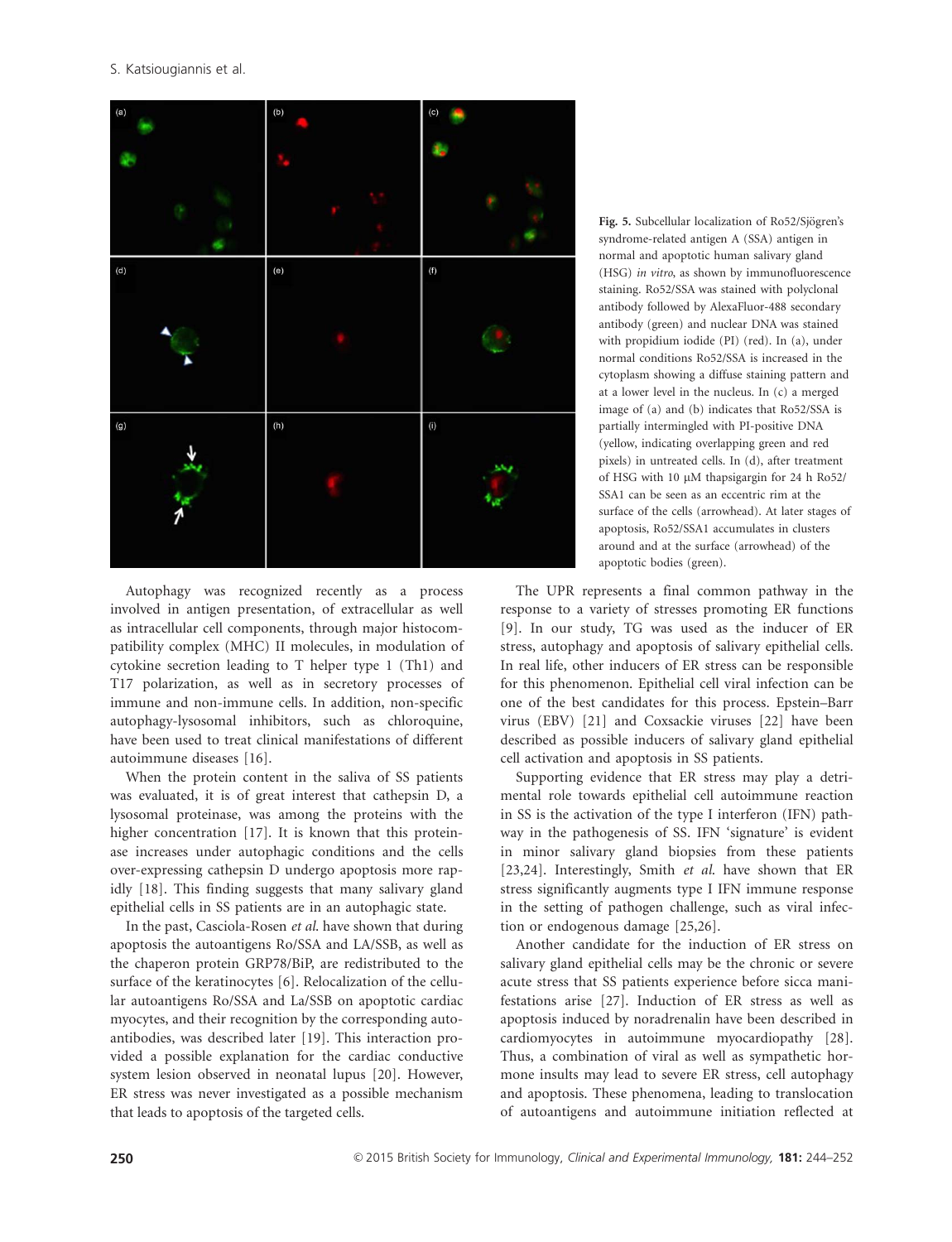Fig. 5. Subcellular localization of Ro52/Sjögren's syndrome-related antigen A (SSA) antigen in normal and apoptotic human salivary gland (HSG) *in vitro*, as shown by immunofluorescence staining. Ro52/SSA was stained with polyclonal antibody followed by AlexaFluor-488 secondary antibody (green) and nuclear DNA was stained with propidium iodide (PI) (red). In (a), under normal conditions Ro52/SSA is increased in the cytoplasm showing a diffuse staining pattern and at a lower level in the nucleus. In (c) a merged image of (a) and (b) indicates that Ro52/SSA is partially intermingled with PI-positive DNA (yellow, indicating overlapping green and red pixels) in untreated cells. In (d), after treatment of HSG with 10 μM thapsigargin for 24 h Ro52/SSA1 can be seen as an eccentric rim at the surface of the cells (arrowhead). At later stages of apoptosis, Ro52/SSA1 accumulates in clusters around and at the surface (arrowhead) of the apoptotic bodies (green).

Autophagy was recognized recently as a process involved in antigen presentation, of extracellular as well as intracellular cell components, through major histocompatibility complex (MHC) II molecules, in modulation of cytokine secretion leading to T helper type 1 (Th1) and T17 polarization, as well as in secretory processes of immune and non-immune cells. In addition, non-specific autophagy-lysosomal inhibitors, such as chloroquine, have been used to treat clinical manifestations of different autoimmune diseases [16].

When the protein content in the saliva of SS patients was evaluated, it is of great interest that cathepsin D, a lysosomal proteinase, was among the proteins with the higher concentration [17]. It is known that this proteinase increases under autophagic conditions and the cells over-expressing cathepsin D undergo apoptosis more rapidly [18]. This finding suggests that many salivary gland epithelial cells in SS patients are in an autophagic state.

In the past, Casciola-Rosen *et al*. have shown that during apoptosis the autoantigens Ro/SSA and LA/SSB, as well as the chaperon protein GRP78/BiP, are redistributed to the surface of the keratinocytes [6]. Relocalization of the cellular autoantigens Ro/SSA and La/SSB on apoptotic cardiac myocytes, and their recognition by the corresponding autoantibodies, was described later [19]. This interaction provided a possible explanation for the cardiac conductive system lesion observed in neonatal lupus [20]. However, ER stress was never investigated as a possible mechanism that leads to apoptosis of the targeted cells.

The UPR represents a final common pathway in the response to a variety of stresses promoting ER functions [9]. In our study, TG was used as the inducer of ER stress, autophagy and apoptosis of salivary epithelial cells. In real life, other inducers of ER stress can be responsible for this phenomenon. Epithelial cell viral infection can be one of the best candidates for this process. Epstein–Barr virus (EBV) [21] and Coxsackie viruses [22] have been described as possible inducers of salivary gland epithelial cell activation and apoptosis in SS patients.

Supporting evidence that ER stress may play a detrimental role towards epithelial cell autoimmune reaction in SS is the activation of the type I interferon (IFN) pathway in the pathogenesis of SS. IFN 'signature' is evident in minor salivary gland biopsies from these patients [23,24]. Interestingly, Smith *et al*. have shown that ER stress significantly augments type I IFN immune response in the setting of pathogen challenge, such as viral infection or endogenous damage [25,26].

Another candidate for the induction of ER stress on salivary gland epithelial cells may be the chronic or severe acute stress that SS patients experience before sicca manifestations arise [27]. Induction of ER stress as well as apoptosis induced by noradrenalin have been described in cardiomyocytes in autoimmune myocardiopathy [28]. Thus, a combination of viral as well as sympathetic hormone insults may lead to severe ER stress, cell autophagy and apoptosis. These phenomena, leading to translocation of autoantigens and autoimmune initiation reflected at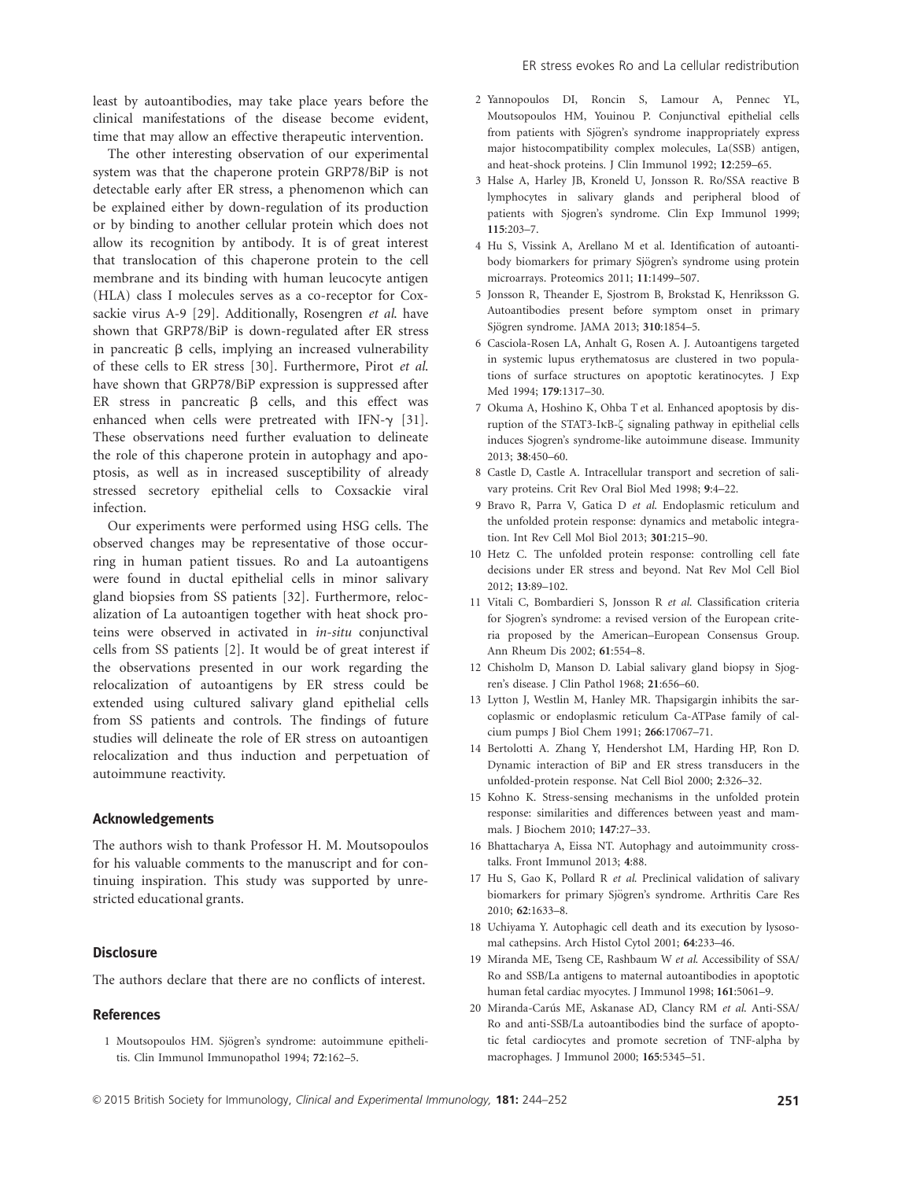least by autoantibodies, may take place years before the clinical manifestations of the disease become evident, time that may allow an effective therapeutic intervention.

The other interesting observation of our experimental system was that the chaperone protein GRP78/BiP is not detectable early after ER stress, a phenomenon which can be explained either by down-regulation of its production or by binding to another cellular protein which does not allow its recognition by antibody. It is of great interest that translocation of this chaperone protein to the cell membrane and its binding with human leucocyte antigen (HLA) class I molecules serves as a co-receptor for Coxsackie virus A-9 [29]. Additionally, Rosengren *et al.* have shown that GRP78/BiP is down-regulated after ER stress in pancreatic β cells, implying an increased vulnerability of these cells to ER stress [30]. Furthermore, Pirot *et al.* have shown that GRP78/BiP expression is suppressed after ER stress in pancreatic β cells, and this effect was enhanced when cells were pretreated with IFN-γ [31]. These observations need further evaluation to delineate the role of this chaperone protein in autophagy and apoptosis, as well as in increased susceptibility of already stressed secretory epithelial cells to Coxsackie viral infection.

Our experiments were performed using HSG cells. The observed changes may be representative of those occurring in human patient tissues. Ro and La autoantigens were found in ductal epithelial cells in minor salivary gland biopsies from SS patients [32]. Furthermore, relocalization of La autoantigen together with heat shock proteins were observed in activated in *in-situ* conjunctival cells from SS patients [2]. It would be of great interest if the observations presented in our work regarding the relocalization of autoantigens by ER stress could be extended using cultured salivary gland epithelial cells from SS patients and controls. The findings of future studies will delineate the role of ER stress on autoantigen relocalization and thus induction and perpetuation of autoimmune reactivity.

## Acknowledgements

The authors wish to thank Professor H. M. Moutsopoulos for his valuable comments to the manuscript and for continuing inspiration. This study was supported by unrestricted educational grants.

## Disclosure

The authors declare that there are no conflicts of interest.

## References

1 Moutsopoulos HM. Sjögren's syndrome: autoimmune epithelitis. Clin Immunol Immunopathol 1994; **72**:162–5.

2 Yannopoulos DI, Roncin S, Lamour A, Pennec YL, Moutsopoulos HM, Youinou P. Conjunctival epithelial cells from patients with Sjögren's syndrome inappropriately express major histocompatibility complex molecules, La(SSB) antigen, and heat-shock proteins. J Clin Immunol 1992; **12**:259–65.

3 Halse A, Harley JB, Kroneld U, Jonsson R. Ro/SSA reactive B lymphocytes in salivary glands and peripheral blood of patients with Sjogren's syndrome. Clin Exp Immunol 1999; **115**:203–7.

4 Hu S, Vissink A, Arellano M et al. Identification of autoantibody biomarkers for primary Sjögren's syndrome using protein microarrays. Proteomics 2011; **11**:1499–507.

5 Jonsson R, Theander E, Sjostrom B, Brokstad K, Henriksson G. Autoantibodies present before symptom onset in primary Sjögren syndrome. JAMA 2013; **310**:1854–5.

6 Casciola-Rosen LA, Anhalt G, Rosen A. J. Autoantigens targeted in systemic lupus erythematosus are clustered in two populations of surface structures on apoptotic keratinocytes. J Exp Med 1994; **179**:1317–30.

7 Okuma A, Hoshino K, Ohba T et al. Enhanced apoptosis by disruption of the STAT3-IκB-ζ signaling pathway in epithelial cells induces Sjogren's syndrome-like autoimmune disease. Immunity 2013; **38**:450–60.

8 Castle D, Castle A. Intracellular transport and secretion of salivary proteins. Crit Rev Oral Biol Med 1998; **9**:4–22.

9 Bravo R, Parra V, Gatica D *et al.* Endoplasmic reticulum and the unfolded protein response: dynamics and metabolic integration. Int Rev Cell Mol Biol 2013; **301**:215–90.

10 Hetz C. The unfolded protein response: controlling cell fate decisions under ER stress and beyond. Nat Rev Mol Cell Biol 2012; **13**:89–102.

11 Vitali C, Bombardieri S, Jonsson R *et al.* Classification criteria for Sjogren's syndrome: a revised version of the European criteria proposed by the American–European Consensus Group. Ann Rheum Dis 2002; **61**:554–8.

12 Chisholm D, Manson D. Labial salivary gland biopsy in Sjogren's disease. J Clin Pathol 1968; **21**:656–60.

13 Lytton J, Westlin M, Hanley MR. Thapsigargin inhibits the sarcoplasmic or endoplasmic reticulum Ca-ATPase family of calcium pumps J Biol Chem 1991; **266**:17067–71.

14 Bertolotti A. Zhang Y, Hendershot LM, Harding HP, Ron D. Dynamic interaction of BiP and ER stress transducers in the unfolded-protein response. Nat Cell Biol 2000; **2**:326–32.

15 Kohno K. Stress-sensing mechanisms in the unfolded protein response: similarities and differences between yeast and mammals. J Biochem 2010; **147**:27–33.

16 Bhattacharya A, Eissa NT. Autophagy and autoimmunity crosstalks. Front Immunol 2013; **4**:88.

17 Hu S, Gao K, Pollard R *et al.* Preclinical validation of salivary biomarkers for primary Sjögren's syndrome. Arthritis Care Res 2010; **62**:1633–8.

18 Uchiyama Y. Autophagic cell death and its execution by lysosomal cathepsins. Arch Histol Cytol 2001; **64**:233–46.

19 Miranda ME, Tseng CE, Rashbaum W *et al.* Accessibility of SSA/Ro and SSB/La antigens to maternal autoantibodies in apoptotic human fetal cardiac myocytes. J Immunol 1998; **161**:5061–9.

20 Miranda-Carús ME, Askanase AD, Clancy RM *et al.* Anti-SSA/Ro and anti-SSB/La autoantibodies bind the surface of apoptotic fetal cardiocytes and promote secretion of TNF-alpha by macrophages. J Immunol 2000; **165**:5345–51.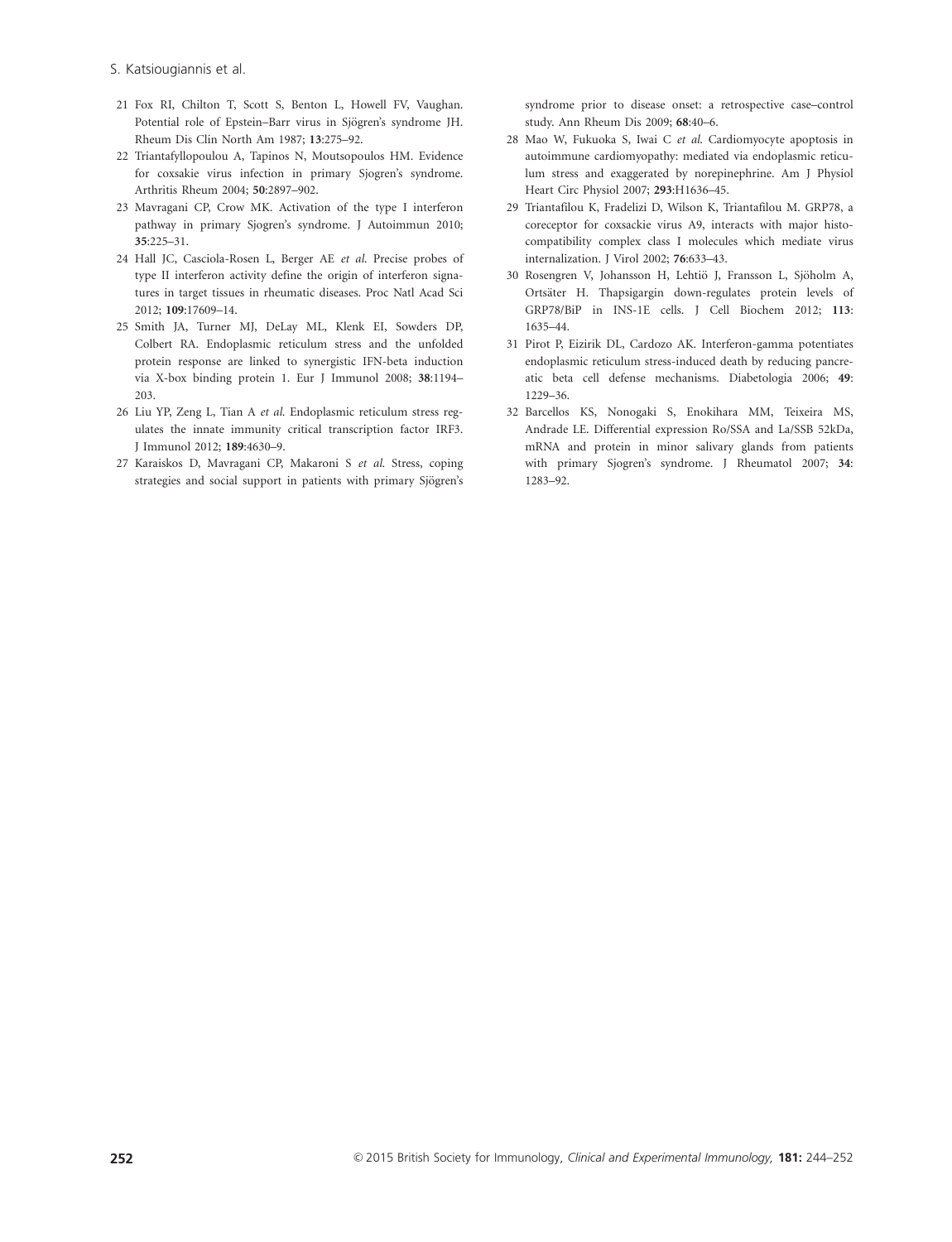21 Fox RI, Chilton T, Scott S, Benton L, Howell FV, Vaughan. Potential role of Epstein–Barr virus in Sjögren's syndrome JH. Rheum Dis Clin North Am 1987; **13**:275–92.

22 Triantafyllopoulou A, Tapinos N, Moutsopoulos HM. Evidence for coxsackie virus infection in primary Sjogren's syndrome. Arthritis Rheum 2004; **50**:2897–902.

23 Mavragani CP, Crow MK. Activation of the type I interferon pathway in primary Sjogren's syndrome. J Autoimmun 2010; **35**:225–31.

24 Hall JC, Casciola-Rosen L, Berger AE *et al.* Precise probes of type II interferon activity define the origin of interferon signatures in target tissues in rheumatic diseases. Proc Natl Acad Sci 2012; **109**:17609–14.

25 Smith JA, Turner MJ, DeLay ML, Klenk EI, Sowders DP, Colbert RA. Endoplasmic reticulum stress and the unfolded protein response are linked to synergistic IFN-beta induction via X-box binding protein 1. Eur J Immunol 2008; **38**:1194–203.

26 Liu YP, Zeng L, Tian A *et al.* Endoplasmic reticulum stress regulates the innate immunity critical transcription factor IRF3. J Immunol 2012; **189**:4630–9.

27 Karaiskos D, Mavragani CP, Makaroni S *et al.* Stress, coping strategies and social support in patients with primary Sjögren's syndrome prior to disease onset: a retrospective case–control study. Ann Rheum Dis 2009; **68**:40–6.

28 Mao W, Fukuoka S, Iwai C *et al.* Cardiomyocyte apoptosis in autoimmune cardiomyopathy: mediated via endoplasmic reticulum stress and exaggerated by norepinephrine. Am J Physiol Heart Circ Physiol 2007; **293**:H1636–45.

29 Triantafilou K, Fradelizi D, Wilson K, Triantafilou M. GRP78, a coreceptor for coxsackie virus A9, interacts with major histocompatibility complex class I molecules which mediate virus internalization. J Virol 2002; **76**:633–43.

30 Rosengren V, Johansson H, Lehtiö J, Fransson L, Sjöholm A, Ortsäter H. Thapsigargin down-regulates protein levels of GRP78/BiP in INS-1E cells. J Cell Biochem 2012; **113**: 1635–44.

31 Pirot P, Eizirik DL, Cardozo AK. Interferon-gamma potentiates endoplasmic reticulum stress-induced death by reducing pancreatic beta cell defense mechanisms. Diabetologia 2006; **49**: 1229–36.

32 Barcellos KS, Nonogaki S, Enokihara MM, Teixeira MS, Andrade LE. Differential expression Ro/SSA and La/SSB 52kDa, mRNA and protein in minor salivary glands from patients with primary Sjogren's syndrome. J Rheumatol 2007; **34**: 1283–92.